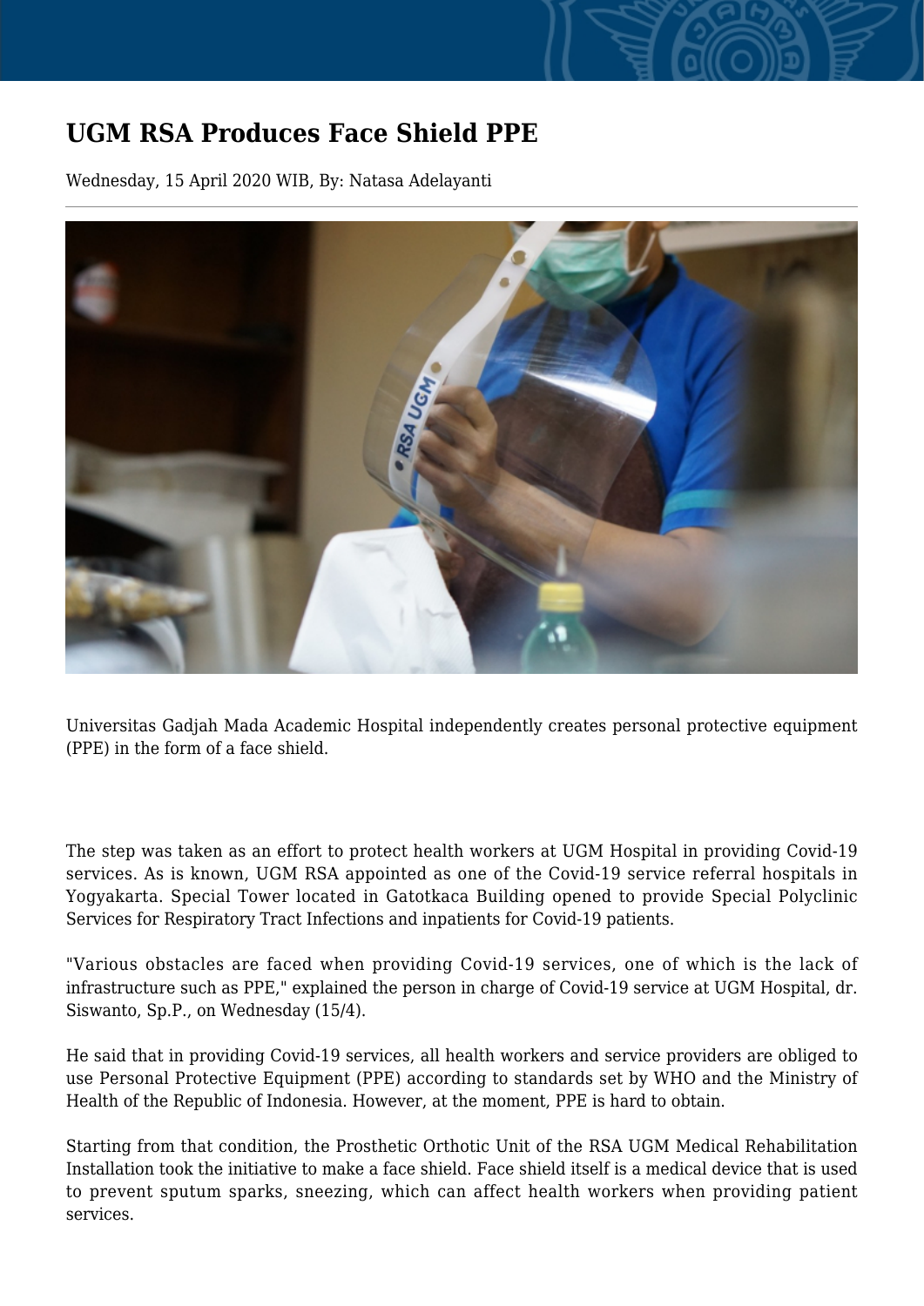# UGM RSA Produces Face Shield PPE

Wednesday, 15 April 2020 WIB, By: Natasa Adelayanti

Universitas Gadjah Mada Academic Hospital independently creates personal protective equipment (PPE) in the form of a face shield.

The step was taken as an effort to protect health workers at UGM Hospital in providing Covid-19 services. As is known, UGM RSA appointed as one of the Covid-19 service referral hospitals in Yogyakarta. Special Tower located in Gatotkaca Building opened to provide Special Polyclinic Services for Respiratory Tract Infections and inpatients for Covid-19 patients.

"Various obstacles are faced when providing Covid-19 services, one of which is the lack of infrastructure such as PPE," explained the person in charge of Covid-19 service at UGM Hospital, dr. Siswanto, Sp.P., on Wednesday (15/4).

He said that in providing Covid-19 services, all health workers and service providers are obliged to use Personal Protective Equipment (PPE) according to standards set by WHO and the Ministry of Health of the Republic of Indonesia. However, at the moment, PPE is hard to obtain.

Starting from that condition, the Prosthetic Orthotic Unit of the RSA UGM Medical Rehabilitation Installation took the initiative to make a face shield. Face shield itself is a medical device that is used to prevent sputum sparks, sneezing, which can affect health workers when providing patient services.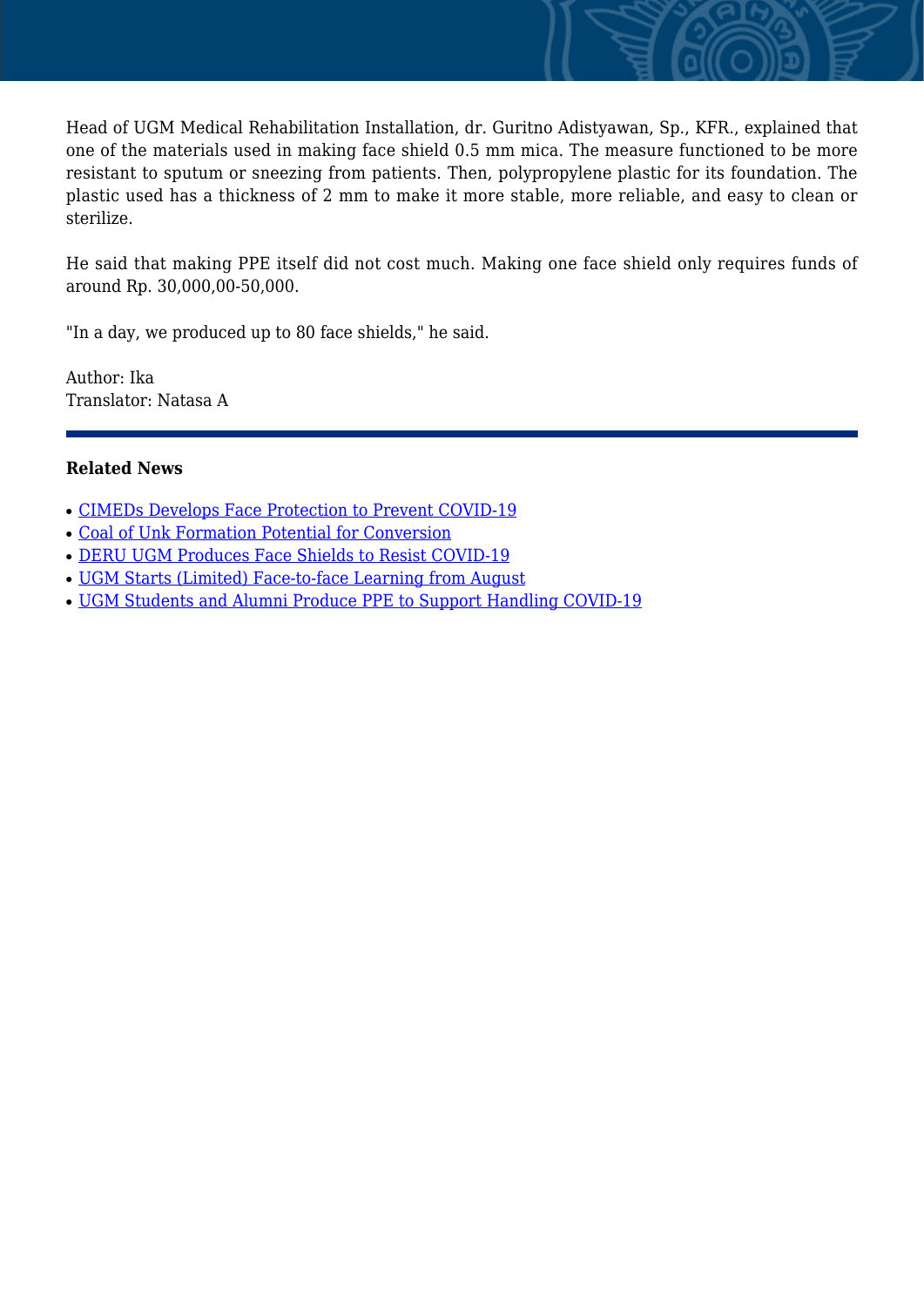Head of UGM Medical Rehabilitation Installation, dr. Guritno Adistyawan, Sp., KFR., explained that one of the materials used in making face shield 0.5 mm mica. The measure functioned to be more resistant to sputum or sneezing from patients. Then, polypropylene plastic for its foundation. The plastic used has a thickness of 2 mm to make it more stable, more reliable, and easy to clean or sterilize.

He said that making PPE itself did not cost much. Making one face shield only requires funds of around Rp. 30,000,00-50,000.

"In a day, we produced up to 80 face shields," he said.

Author: Ika
Translator: Natasa A

---

**Related News**

- CIMEDs Develops Face Protection to Prevent COVID-19
- Coal of Unk Formation Potential for Conversion
- DERU UGM Produces Face Shields to Resist COVID-19
- UGM Starts (Limited) Face-to-face Learning from August
- UGM Students and Alumni Produce PPE to Support Handling COVID-19